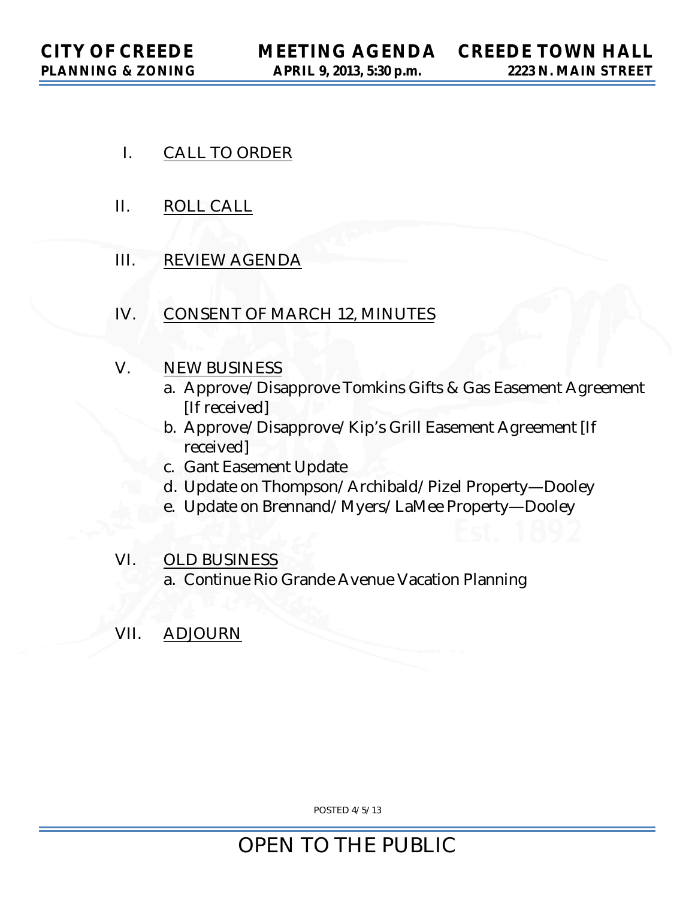**CITY OF CREEDE** **MEETING AGENDA** **CREEDE TOWN HALL**
**PLANNING & ZONING** **APRIL 9, 2013, 5:30 p.m.** **2223 N. MAIN STREET**

I. CALL TO ORDER

II. ROLL CALL

III. REVIEW AGENDA

IV. CONSENT OF MARCH 12, MINUTES

V. NEW BUSINESS
   a. Approve/Disapprove Tomkins Gifts & Gas Easement Agreement [If received]
   b. Approve/Disapprove/Kip's Grill Easement Agreement [If received]
   c. Gant Easement Update
   d. Update on Thompson/Archibald/Pizel Property—Dooley
   e. Update on Brennand/Myers/LaMee Property—Dooley

VI. OLD BUSINESS
   a. Continue Rio Grande Avenue Vacation Planning

VII. ADJOURN

POSTED 4/5/13

OPEN TO THE PUBLIC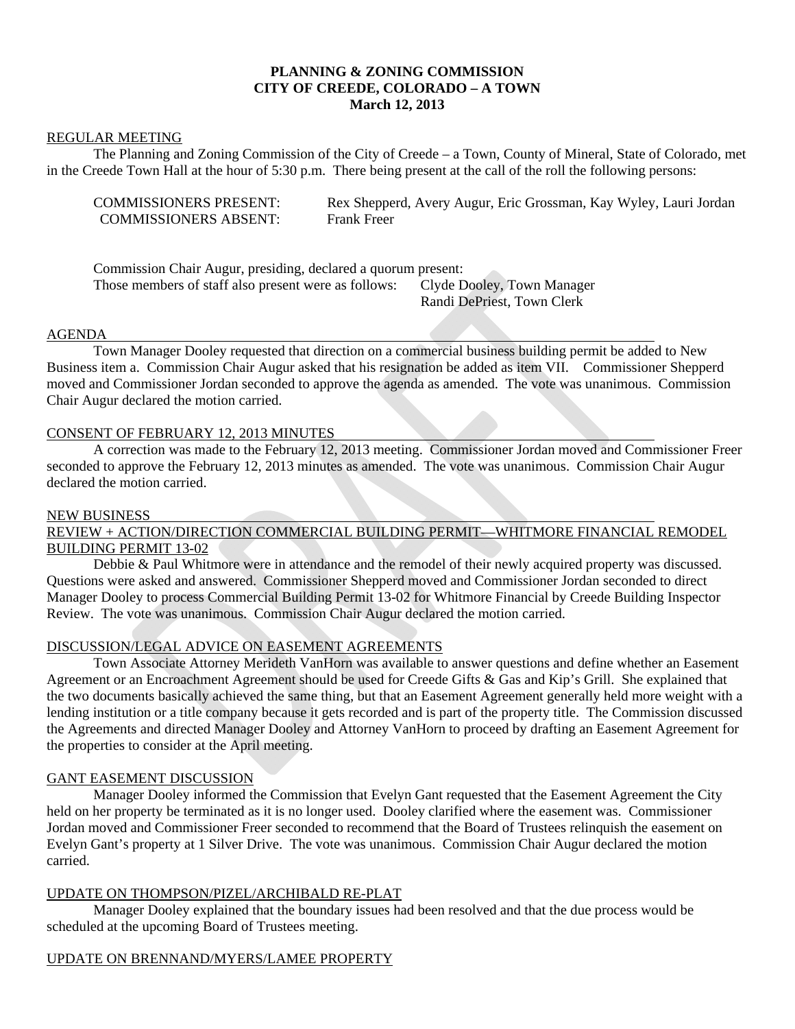**PLANNING & ZONING COMMISSION**
**CITY OF CREEDE, COLORADO – A TOWN**
**March 12, 2013**

REGULAR MEETING

The Planning and Zoning Commission of the City of Creede – a Town, County of Mineral, State of Colorado, met in the Creede Town Hall at the hour of 5:30 p.m. There being present at the call of the roll the following persons:

COMMISSIONERS PRESENT: Rex Shepperd, Avery Augur, Eric Grossman, Kay Wyley, Lauri Jordan
COMMISSIONERS ABSENT: Frank Freer

Commission Chair Augur, presiding, declared a quorum present:
Those members of staff also present were as follows: Clyde Dooley, Town Manager
Randi DePriest, Town Clerk

AGENDA

Town Manager Dooley requested that direction on a commercial business building permit be added to New Business item a. Commission Chair Augur asked that his resignation be added as item VII. Commissioner Shepperd moved and Commissioner Jordan seconded to approve the agenda as amended. The vote was unanimous. Commission Chair Augur declared the motion carried.

CONSENT OF FEBRUARY 12, 2013 MINUTES

A correction was made to the February 12, 2013 meeting. Commissioner Jordan moved and Commissioner Freer seconded to approve the February 12, 2013 minutes as amended. The vote was unanimous. Commission Chair Augur declared the motion carried.

NEW BUSINESS

REVIEW + ACTION/DIRECTION COMMERCIAL BUILDING PERMIT—WHITMORE FINANCIAL REMODEL BUILDING PERMIT 13-02

Debbie & Paul Whitmore were in attendance and the remodel of their newly acquired property was discussed. Questions were asked and answered. Commissioner Shepperd moved and Commissioner Jordan seconded to direct Manager Dooley to process Commercial Building Permit 13-02 for Whitmore Financial by Creede Building Inspector Review. The vote was unanimous. Commission Chair Augur declared the motion carried.

DISCUSSION/LEGAL ADVICE ON EASEMENT AGREEMENTS

Town Associate Attorney Merideth VanHorn was available to answer questions and define whether an Easement Agreement or an Encroachment Agreement should be used for Creede Gifts & Gas and Kip's Grill. She explained that the two documents basically achieved the same thing, but that an Easement Agreement generally held more weight with a lending institution or a title company because it gets recorded and is part of the property title. The Commission discussed the Agreements and directed Manager Dooley and Attorney VanHorn to proceed by drafting an Easement Agreement for the properties to consider at the April meeting.

GANT EASEMENT DISCUSSION

Manager Dooley informed the Commission that Evelyn Gant requested that the Easement Agreement the City held on her property be terminated as it is no longer used. Dooley clarified where the easement was. Commissioner Jordan moved and Commissioner Freer seconded to recommend that the Board of Trustees relinquish the easement on Evelyn Gant's property at 1 Silver Drive. The vote was unanimous. Commission Chair Augur declared the motion carried.

UPDATE ON THOMPSON/PIZEL/ARCHIBALD RE-PLAT

Manager Dooley explained that the boundary issues had been resolved and that the due process would be scheduled at the upcoming Board of Trustees meeting.

UPDATE ON BRENNAND/MYERS/LAMEE PROPERTY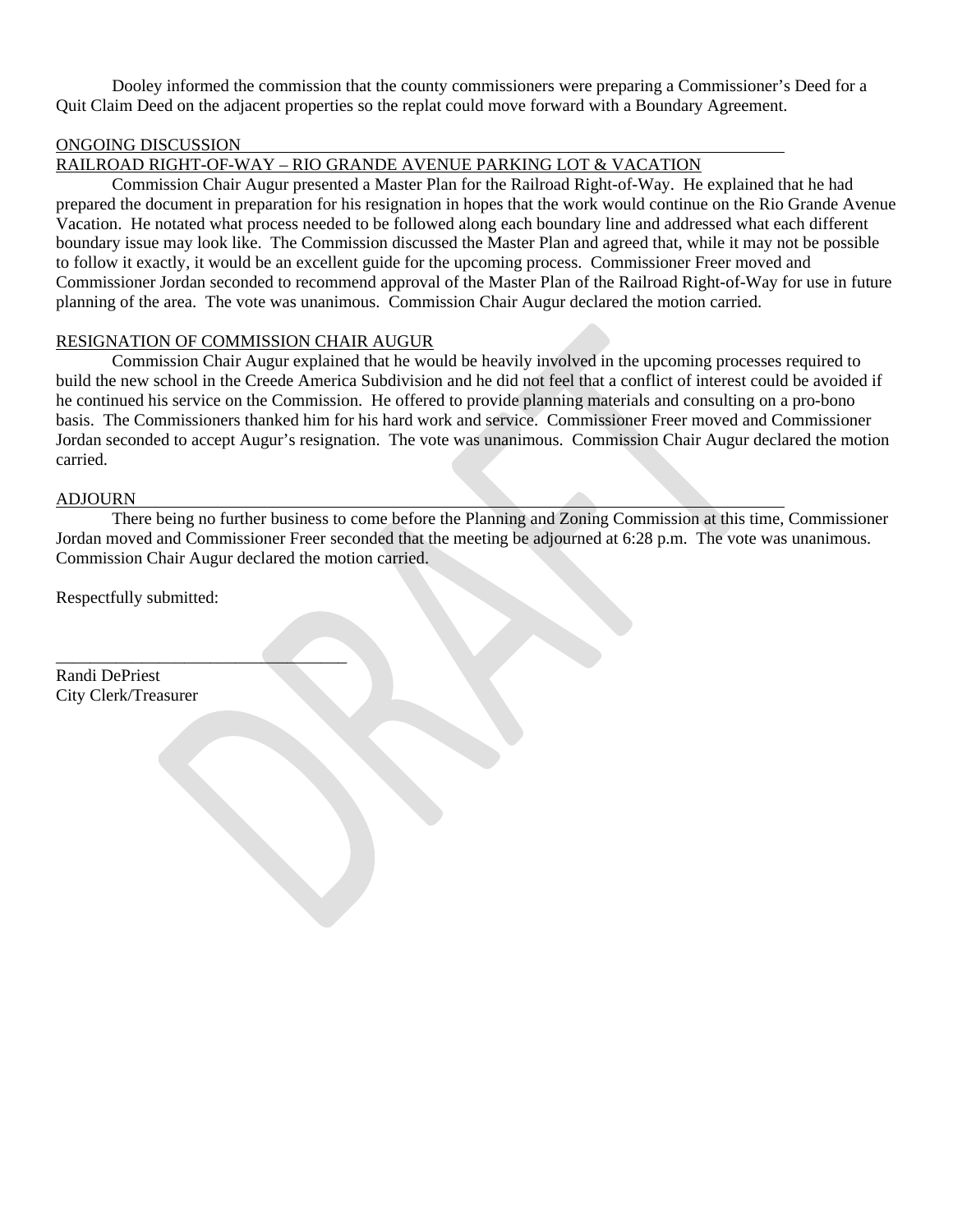Dooley informed the commission that the county commissioners were preparing a Commissioner's Deed for a Quit Claim Deed on the adjacent properties so the replat could move forward with a Boundary Agreement.

## ONGOING DISCUSSION

### RAILROAD RIGHT-OF-WAY – RIO GRANDE AVENUE PARKING LOT & VACATION

Commission Chair Augur presented a Master Plan for the Railroad Right-of-Way. He explained that he had prepared the document in preparation for his resignation in hopes that the work would continue on the Rio Grande Avenue Vacation. He notated what process needed to be followed along each boundary line and addressed what each different boundary issue may look like. The Commission discussed the Master Plan and agreed that, while it may not be possible to follow it exactly, it would be an excellent guide for the upcoming process. Commissioner Freer moved and Commissioner Jordan seconded to recommend approval of the Master Plan of the Railroad Right-of-Way for use in future planning of the area. The vote was unanimous. Commission Chair Augur declared the motion carried.

### RESIGNATION OF COMMISSION CHAIR AUGUR

Commission Chair Augur explained that he would be heavily involved in the upcoming processes required to build the new school in the Creede America Subdivision and he did not feel that a conflict of interest could be avoided if he continued his service on the Commission. He offered to provide planning materials and consulting on a pro-bono basis. The Commissioners thanked him for his hard work and service. Commissioner Freer moved and Commissioner Jordan seconded to accept Augur's resignation. The vote was unanimous. Commission Chair Augur declared the motion carried.

## ADJOURN

There being no further business to come before the Planning and Zoning Commission at this time, Commissioner Jordan moved and Commissioner Freer seconded that the meeting be adjourned at 6:28 p.m. The vote was unanimous. Commission Chair Augur declared the motion carried.

Respectfully submitted:

___________________________________

Randi DePriest
City Clerk/Treasurer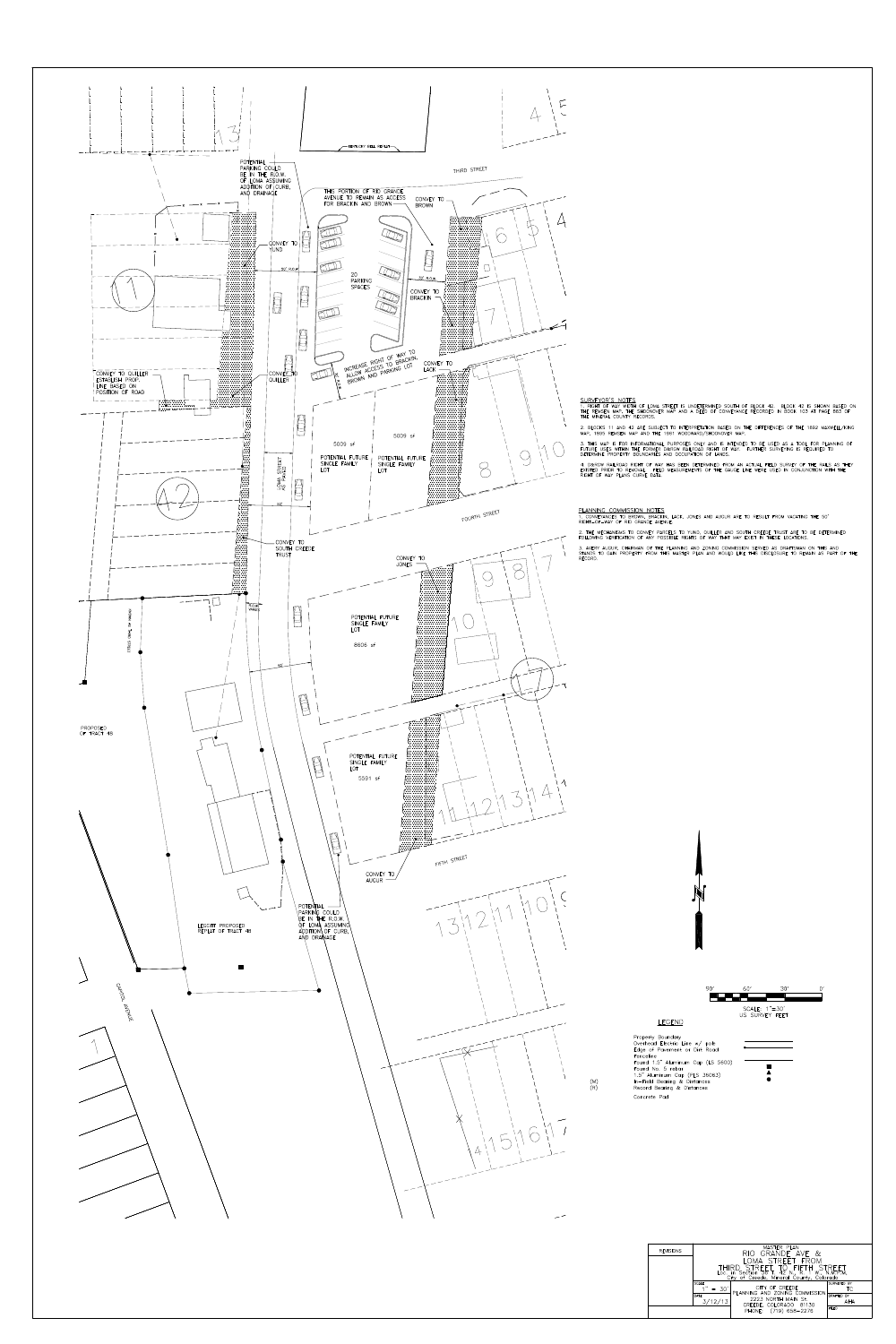SURVEYOR'S NOTES

1. RIGHT OF WAY WIDTH OF LOMA STREET IS UNDETERMINED SOUTH OF BLOCK 42. BLOCK 42 IS SHOWN BASED ON THE REWIEN MAP, THE SHOCKNOVER MAP AND A DEED OF CONVEYANCE RECORDED IN BOOK 103 AT PAGE 563 OF THE MINERAL COUNTY RECORDS.

2. BLOCKS 11 AND 42 ARE SUBJECT TO INTERPRETATION BASED ON THE DIFFERENCES OF THE 1892 MAXWELL/KING MAP, 1895 REWIEN MAP AND THE 1991 WOODWARD/SHOCKNOVER MAP.

3. THIS MAP IS FOR INFORMATIONAL PURPOSES ONLY AND IS INTENDED TO BE USED AS A TOOL FOR PLANNING OF FUTURE USES WITHIN THE FORMER D&RGW RAILROAD RIGHT OF WAY. FURTHER SURVEYING IS REQUIRED TO DETERMINE PROPERTY BOUNDARIES AND OCCUPATION OF LANDS.

4. D&RGW RAILROAD RIGHT OF WAY HAS BEEN DETERMINED FROM AN ACTUAL FIELD SURVEY OF THE RAILS AS THEY EXISTED PRIOR TO REMOVAL. FIELD MEASUREMENTS OF THE CENTER LINE WERE USED IN CONJUNCTION WITH THE RIGHT OF WAY PLANS CURVE DATA.

PLANNING COMMISSION NOTES

1. CONVEYANCES TO BROWN, BRACKIN, LACK, JONES AND AUCUR ARE TO RESULT FROM VACATING THE 50' RIGHT-OF-WAY OF RIO GRANDE AVENUE.

2. THE MECHANISMS TO CONVEY PARCELS TO YUND, QUILLER AND SOUTH CREEDE TRUST ARE TO BE DETERMINED FOLLOWING VERIFICATION OF ANY POSSIBLE RIGHTS OF WAY THAT MAY EXIST IN THESE LOCATIONS.

3. AVERY AUCUR, CHAIRMAN OF THE PLANNING AND ZONING COMMISSION SERVED AS DRAFTSMAN ON THIS AND STANDS TO GAIN PROPERTY FROM THIS MASTER PLAN AND WOULD LIKE THIS DISCLOSURE TO REMAIN AS PART OF THE RECORD.

THIRD STREET

FOURTH STREET

FIFTH STREET

CAPITOL AVENUE

POTENTIAL PARKING COULD BE IN THE R.O.W. OF LOMA ASSUMING ADDITION OF CURB, AND DRAINAGE

THIS PORTION OF RIO GRANDE AVENUE TO REMAIN AS ACCESS FOR BRACKIN AND BROWN

CONVEY TO BROWN

CONVEY TO YUND

20 PARKING SPACES

CONVEY TO BRACKIN

INCREASE RIGHT OF WAY TO ALLOW ACCESS TO BRACKIN, BROWN AND PARKING LOT

CONVEY TO LACK

CONVEY TO QUILLER ESTABLISH PROP. LINE BASED ON POSITION OF ROAD

CONVEY TO QUILLER

POTENTIAL FUTURE SINGLE FAMILY LOT 5009 sf

POTENTIAL FUTURE SINGLE FAMILY LOT 5009 sf

LOMA STREET AS BUILT

CONVEY TO SOUTH CREEDE TRUST

CONVEY TO JONES

POTENTIAL FUTURE LOT 8606 sf

PROPOSED OF TRACT 48

POTENTIAL FUTURE SINGLE FAMILY LOT 5591 sf

CONVEY TO AUCUR

POTENTIAL PARKING COULD BE IN THE R.O.W. OF LOMA ASSUMING ADDITION OF CURB, AND DRAINAGE

LEGENT PROPOSED REPLAT OF TRACT 48

90' 60' 30' 0'

SCALE 1"=30'
US SURVEY FEET

LEGEND

Property Boundary
Overhead Electric Line w/ pole
Edge of Pavement or Dirt Road
Fenceline
Found 1.5" Aluminum Cap (LS 5600)
Found No. 5 rebar
1.5" Aluminum Cap (PLS 26963)
(M) In-Field Bearing & Distances
(R) Record Bearing & Distances
Concrete Pad

| REVISIONS | MASTER PLAN RIO GRANDE AVE & LOMA STREET FROM THIRD STREET TO FIFTH STREET City of Creede, Mineral County, Colorado | |
|---|---|---|
| | SCALE 1" = 30' | CITY OF CREEDE PLANNING AND ZONING COMMISSION 2203 NORTH MAIN ST. CREEDE, COLORADO 81130 PHONE (719) 658-2276 | SURVEYED BY TC |
| | DATE 3/12/13 | | DRAFTED BY AHA |